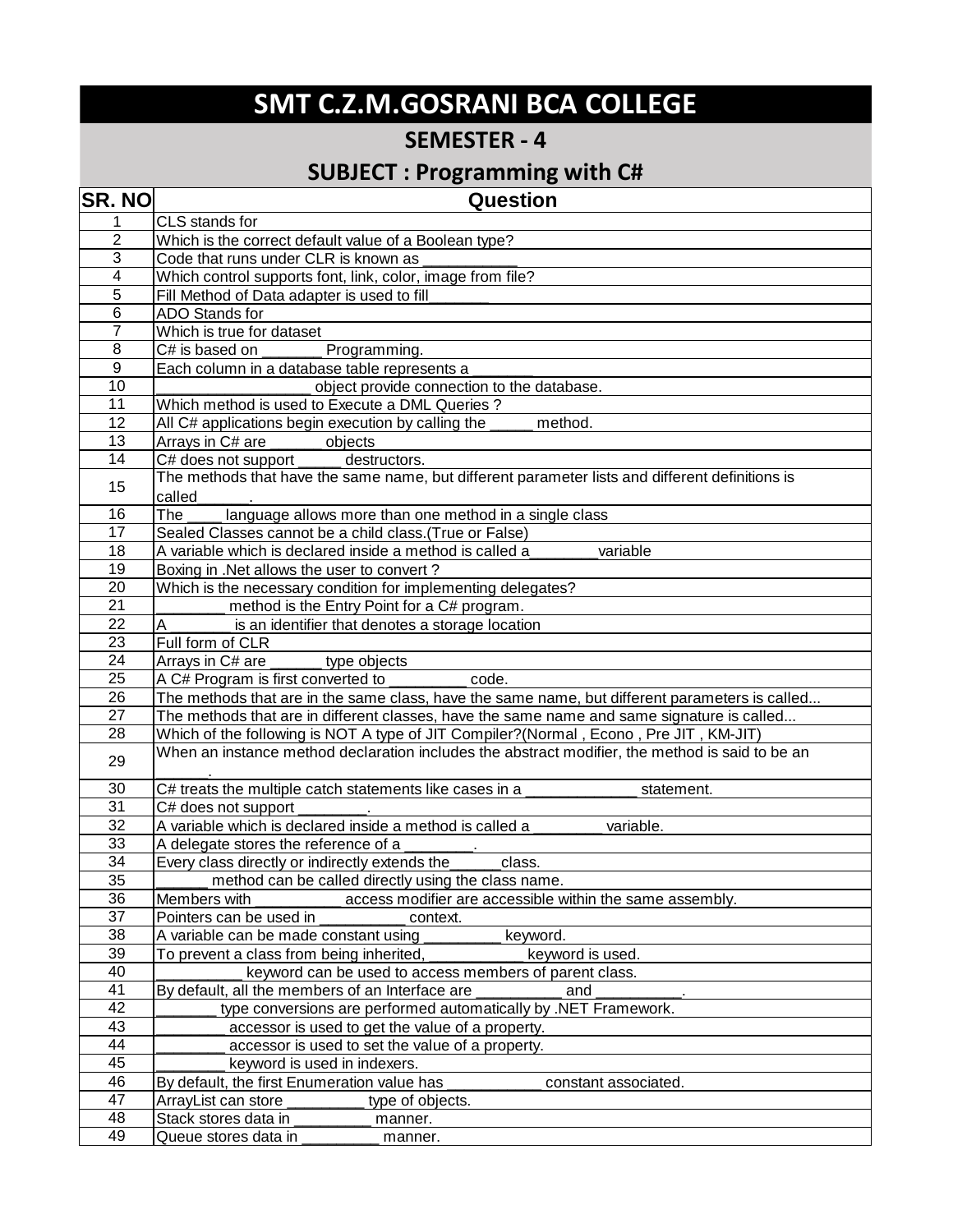# SMT C.Z.M.GOSRANI BCA COLLEGE

## SEMESTER - 4

## SUBJECT : Programming with C#

| SR. NO | Question |
|---|---|
| 1 | CLS stands for |
| 2 | Which is the correct default value of a Boolean type? |
| 3 | Code that runs under CLR is known as ___________ |
| 4 | Which control supports font, link, color, image from file? |
| 5 | Fill Method of Data adapter is used to fill_______ |
| 6 | ADO Stands for |
| 7 | Which is true for dataset |
| 8 | C# is based on _______ Programming. |
| 9 | Each column in a database table represents a _______ |
| 10 | __________________ object provide connection to the database. |
| 11 | Which method is used to Execute a DML Queries ? |
| 12 | All C# applications begin execution by calling the _____ method. |
| 13 | Arrays in C# are _______ objects |
| 14 | C# does not support _____ destructors. |
| 15 | The methods that have the same name, but different parameter lists and different definitions is called______. |
| 16 | The ____ language allows more than one method in a single class |
| 17 | Sealed Classes cannot be a child class.(True or False) |
| 18 | A variable which is declared inside a method is called a________variable |
| 19 | Boxing in .Net allows the user to convert ? |
| 20 | Which is the necessary condition for implementing delegates? |
| 21 | ________ method is the Entry Point for a C# program. |
| 22 | A ________ is an identifier that denotes a storage location |
| 23 | Full form of CLR |
| 24 | Arrays in C# are ______ type objects |
| 25 | A C# Program is first converted to _________ code. |
| 26 | The methods that are in the same class, have the same name, but different parameters is called... |
| 27 | The methods that are in different classes, have the same name and same signature is called... |
| 28 | Which of the following is NOT A type of JIT Compiler?(Normal , Econo , Pre JIT , KM-JIT) |
| 29 | When an instance method declaration includes the abstract modifier, the method is said to be an ______. |
| 30 | C# treats the multiple catch statements like cases in a _____________ statement. |
| 31 | C# does not support ________. |
| 32 | A variable which is declared inside a method is called a ________ variable. |
| 33 | A delegate stores the reference of a ________. |
| 34 | Every class directly or indirectly extends the______class. |
| 35 | ______ method can be called directly using the class name. |
| 36 | Members with __________ access modifier are accessible within the same assembly. |
| 37 | Pointers can be used in __________ context. |
| 38 | A variable can be made constant using _________ keyword. |
| 39 | To prevent a class from being inherited, ___________ keyword is used. |
| 40 | __________ keyword can be used to access members of parent class. |
| 41 | By default, all the members of an Interface are __________ and __________. |
| 42 | _______ type conversions are performed automatically by .NET Framework. |
| 43 | ________ accessor is used to get the value of a property. |
| 44 | ________ accessor is used to set the value of a property. |
| 45 | ________ keyword is used in indexers. |
| 46 | By default, the first Enumeration value has ___________ constant associated. |
| 47 | ArrayList can store _________ type of objects. |
| 48 | Stack stores data in _________ manner. |
| 49 | Queue stores data in _________ manner. |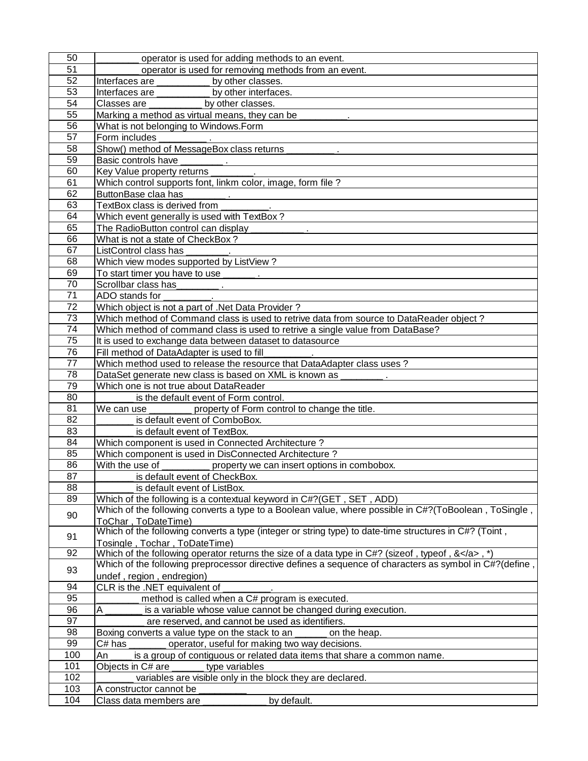| | |
|---|---|
| 50 | ________ operator is used for adding methods to an event. |
| 51 | ________ operator is used for removing methods from an event. |
| 52 | Interfaces are __________ by other classes. |
| 53 | Interfaces are __________ by other interfaces. |
| 54 | Classes are __________ by other classes. |
| 55 | Marking a method as virtual means, they can be _________. |
| 56 | What is not belonging to Windows.Form |
| 57 | Form includes _________ . |
| 58 | Show() method of MessageBox class returns _________ . |
| 59 | Basic controls have ________ . |
| 60 | Key Value property returns ________. |
| 61 | Which control supports font, linkm color, image, form file ? |
| 62 | ButtonBase claa has________ . |
| 63 | TextBox class is derived from _________. |
| 64 | Which event generally is used with TextBox ? |
| 65 | The RadioButton control can display __________ . |
| 66 | What is not a state of CheckBox ? |
| 67 | ListControl class has ________. |
| 68 | Which view modes supported by ListView ? |
| 69 | To start timer you have to use ______ . |
| 70 | Scrollbar class has________ . |
| 71 | ADO stands for _________. |
| 72 | Which object is not a part of .Net Data Provider ? |
| 73 | Which method of Command class is used to retrive data from source to DataReader object ? |
| 74 | Which method of command class is used to retrive a single value from DataBase? |
| 75 | It is used to exchange data between dataset to datasource |
| 76 | Fill method of DataAdapter is used to fill_________. |
| 77 | Which method used to release the resource that DataAdapter class uses ? |
| 78 | DataSet generate new class is based on XML is known as ________ . |
| 79 | Which one is not true about DataReader |
| 80 | _______ is the default event of Form control. |
| 81 | We can use ________ property of Form control to change the title. |
| 82 | _______ is default event of ComboBox. |
| 83 | _______ is default event of TextBox. |
| 84 | Which component is used in Connected Architecture ? |
| 85 | Which component is used in DisConnected Architecture ? |
| 86 | With the use of _________ property we can insert options in combobox. |
| 87 | _______ is default event of CheckBox. |
| 88 | _______ is default event of ListBox. |
| 89 | Which of the following is a contextual keyword in C#?(GET , SET , ADD) |
| 90 | Which of the following converts a type to a Boolean value, where possible in C#?(ToBoolean , ToSingle , ToChar , ToDateTime) |
| 91 | Which of the following converts a type (integer or string type) to date-time structures in C#? (Toint , Tosingle , Tochar , ToDateTime) |
| 92 | Which of the following operator returns the size of a data type in C#? (sizeof , typeof , &</a> , *) |
| 93 | Which of the following preprocessor directive defines a sequence of characters as symbol in C#?(define , undef , region , endregion) |
| 94 | CLR is the .NET equivalent of _________. |
| 95 | ________ method is called when a C# program is executed. |
| 96 | A _______ is a variable whose value cannot be changed during execution. |
| 97 | _________ are reserved, and cannot be used as identifiers. |
| 98 | Boxing converts a value type on the stack to an ______ on the heap. |
| 99 | C# has _______ operator, useful for making two way decisions. |
| 100 | An ____ is a group of contiguous or related data items that share a common name. |
| 101 | Objects in C# are ______ type variables |
| 102 | _______ variables are visible only in the block they are declared. |
| 103 | A constructor cannot be _________ |
| 104 | Class data members are ____________ by default. |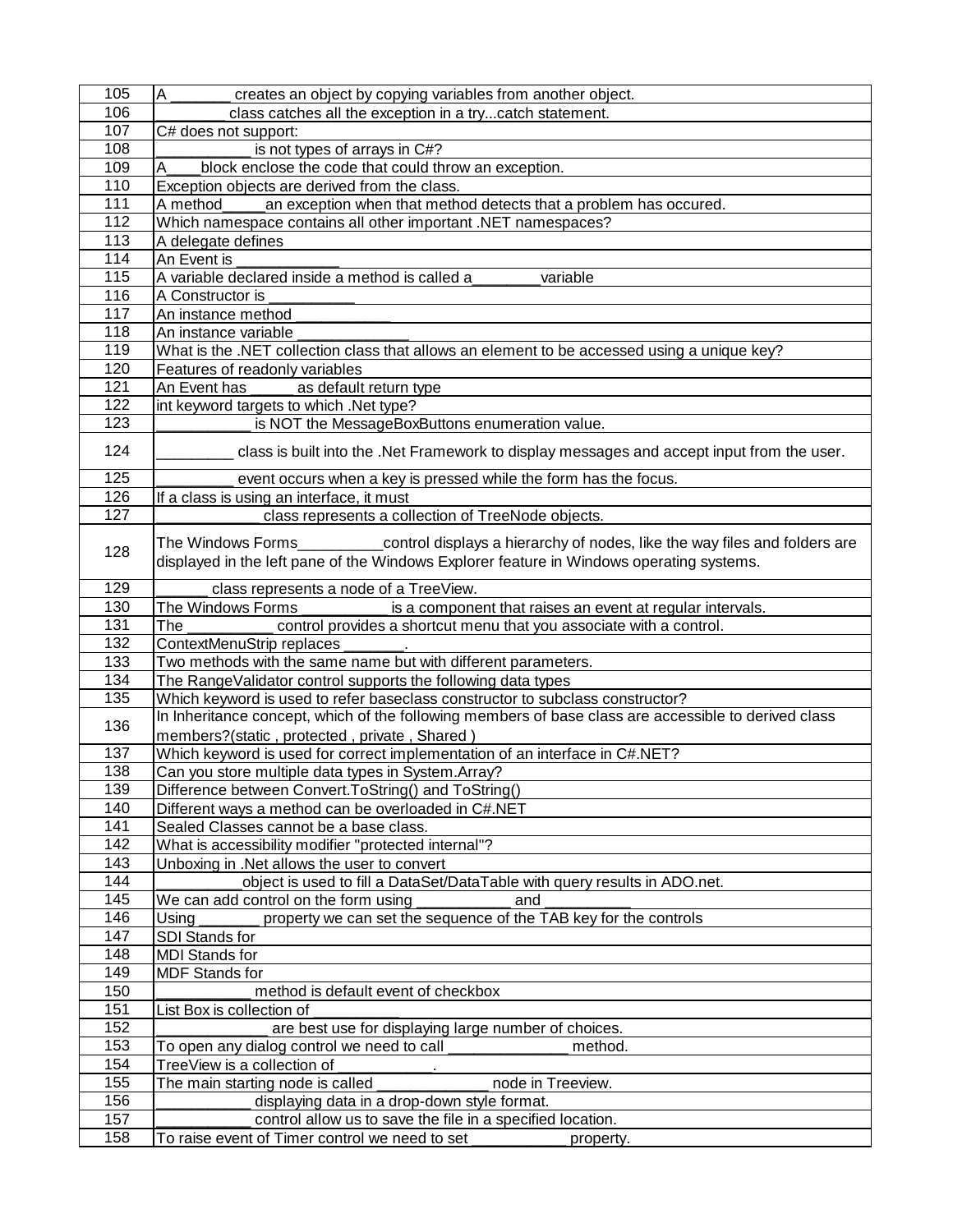| | |
|---|---|
| 105 | A _______ creates an object by copying variables from another object. |
| 106 | _______ class catches all the exception in a try...catch statement. |
| 107 | C# does not support: |
| 108 | ___________ is not types of arrays in C#? |
| 109 | A____block enclose the code that could throw an exception. |
| 110 | Exception objects are derived from the class. |
| 111 | A method_____an exception when that method detects that a problem has occured. |
| 112 | Which namespace contains all other important .NET namespaces? |
| 113 | A delegate defines |
| 114 | An Event is ____________ |
| 115 | A variable declared inside a method is called a________variable |
| 116 | A Constructor is __________ |
| 117 | An instance method ___________ |
| 118 | An instance variable _____________ |
| 119 | What is the .NET collection class that allows an element to be accessed using a unique key? |
| 120 | Features of readonly variables |
| 121 | An Event has _____ as default return type |
| 122 | int keyword targets to which .Net type? |
| 123 | ___________ is NOT the MessageBoxButtons enumeration value. |
| 124 | _________ class is built into the .Net Framework to display messages and accept input from the user. |
| 125 | _________ event occurs when a key is pressed while the form has the focus. |
| 126 | If a class is using an interface, it must |
| 127 | ____________ class represents a collection of TreeNode objects. |
| 128 | The Windows Forms__________control displays a hierarchy of nodes, like the way files and folders are displayed in the left pane of the Windows Explorer feature in Windows operating systems. |
| 129 | ______ class represents a node of a TreeView. |
| 130 | The Windows Forms __________ is a component that raises an event at regular intervals. |
| 131 | The __________ control provides a shortcut menu that you associate with a control. |
| 132 | ContextMenuStrip replaces _______. |
| 133 | Two methods with the same name but with different parameters. |
| 134 | The RangeValidator control supports the following data types |
| 135 | Which keyword is used to refer baseclass constructor to subclass constructor? |
| 136 | In Inheritance concept, which of the following members of base class are accessible to derived class members?(static , protected , private , Shared ) |
| 137 | Which keyword is used for correct implementation of an interface in C#.NET? |
| 138 | Can you store multiple data types in System.Array? |
| 139 | Difference between Convert.ToString() and ToString() |
| 140 | Different ways a method can be overloaded in C#.NET |
| 141 | Sealed Classes cannot be a base class. |
| 142 | What is accessibility modifier "protected internal"? |
| 143 | Unboxing in .Net allows the user to convert |
| 144 | __________object is used to fill a DataSet/DataTable with query results in ADO.net. |
| 145 | We can add control on the form using ___________ and __________ |
| 146 | Using _______ property we can set the sequence of the TAB key for the controls |
| 147 | SDI Stands for |
| 148 | MDI Stands for |
| 149 | MDF Stands for |
| 150 | ___________ method is default event of checkbox |
| 151 | List Box is collection of __________ |
| 152 | _____________ are best use for displaying large number of choices. |
| 153 | To open any dialog control we need to call ______________ method. |
| 154 | TreeView is a collection of ___________. |
| 155 | The main starting node is called _____________ node in Treeview. |
| 156 | ___________ displaying data in a drop-down style format. |
| 157 | ___________ control allow us to save the file in a specified location. |
| 158 | To raise event of Timer control we need to set ___________ property. |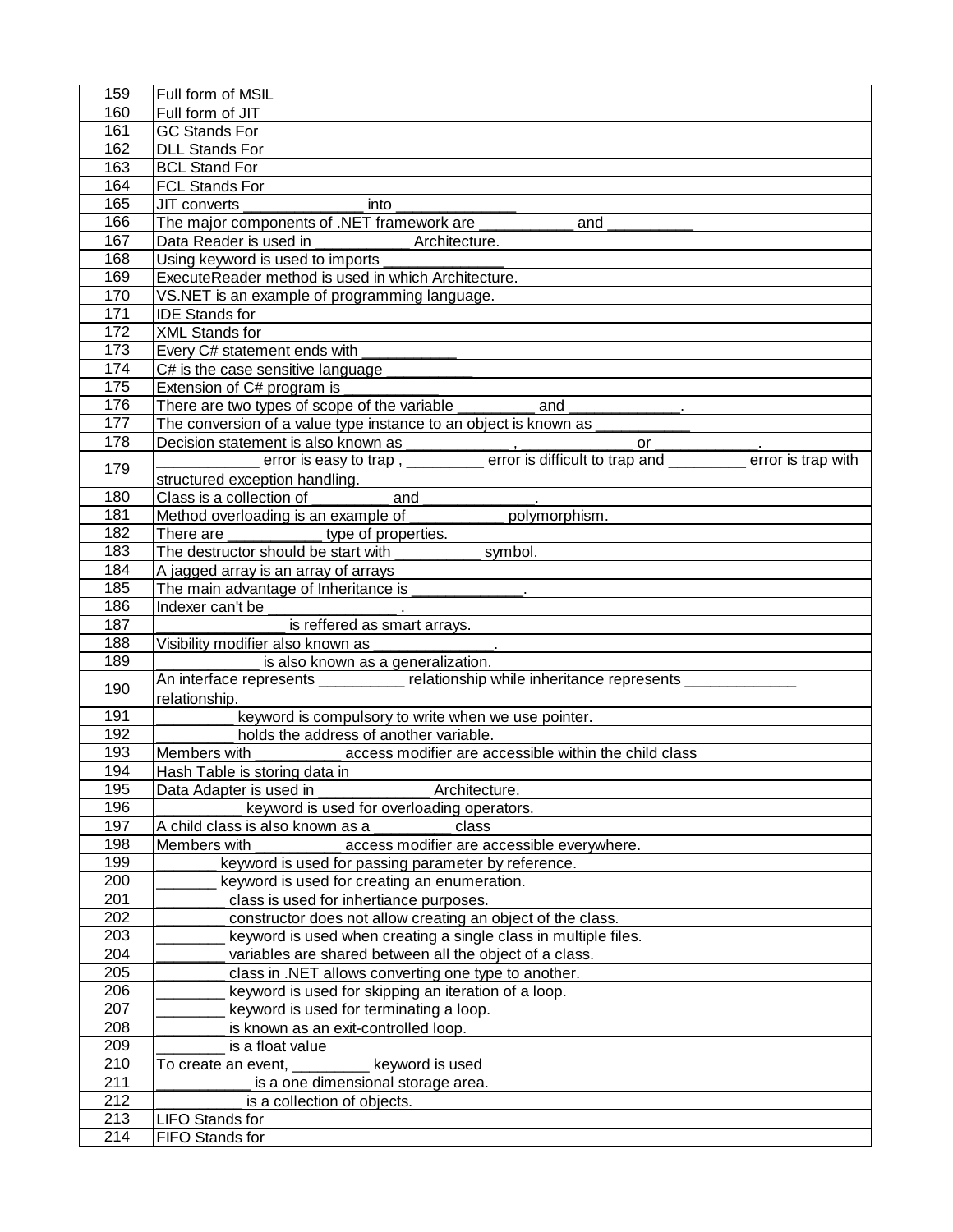| | |
|---|---|
| 159 | Full form of MSIL |
| 160 | Full form of JIT |
| 161 | GC Stands For |
| 162 | DLL Stands For |
| 163 | BCL Stand For |
| 164 | FCL Stands For |
| 165 | JIT converts ______________ into ______________ |
| 166 | The major components of .NET framework are ___________ and __________ |
| 167 | Data Reader is used in ___________ Architecture. |
| 168 | Using keyword is used to imports ______________ |
| 169 | ExecuteReader method is used in which Architecture. |
| 170 | VS.NET is an example of programming language. |
| 171 | IDE Stands for |
| 172 | XML Stands for |
| 173 | Every C# statement ends with ___________ |
| 174 | C# is the case sensitive language ___________ |
| 175 | Extension of C# program is ___________ |
| 176 | There are two types of scope of the variable _________ and _____________. |
| 177 | The conversion of a value type instance to an object is known as ___________ |
| 178 | Decision statement is also known as ____________ , _____________ or ____________. |
| 179 | ____________ error is easy to trap , _________ error is difficult to trap and _________ error is trap with structured exception handling. |
| 180 | Class is a collection of _________ and _____________. |
| 181 | Method overloading is an example of ___________ polymorphism. |
| 182 | There are ___________ type of properties. |
| 183 | The destructor should be start with __________ symbol. |
| 184 | A jagged array is an array of arrays |
| 185 | The main advantage of Inheritance is _____________. |
| 186 | Indexer can't be _______________ . |
| 187 | _______________ is reffered as smart arrays. |
| 188 | Visibility modifier also known as ______________. |
| 189 | ____________ is also known as a generalization. |
| 190 | An interface represents __________ relationship while inheritance represents _____________ relationship. |
| 191 | _________ keyword is compulsory to write when we use pointer. |
| 192 | _________ holds the address of another variable. |
| 193 | Members with __________ access modifier are accessible within the child class |
| 194 | Hash Table is storing data in __________ |
| 195 | Data Adapter is used in _____________ Architecture. |
| 196 | __________ keyword is used for overloading operators. |
| 197 | A child class is also known as a _________ class |
| 198 | Members with __________ access modifier are accessible everywhere. |
| 199 | _______ keyword is used for passing parameter by reference. |
| 200 | _______ keyword is used for creating an enumeration. |
| 201 | ________ class is used for inhertiance purposes. |
| 202 | ________ constructor does not allow creating an object of the class. |
| 203 | ________ keyword is used when creating a single class in multiple files. |
| 204 | ________ variables are shared between all the object of a class. |
| 205 | ________ class in .NET allows converting one type to another. |
| 206 | ________ keyword is used for skipping an iteration of a loop. |
| 207 | ________ keyword is used for terminating a loop. |
| 208 | ________ is known as an exit-controlled loop. |
| 209 | ________ is a float value |
| 210 | To create an event, _________ keyword is used |
| 211 | ___________ is a one dimensional storage area. |
| 212 | ___________ is a collection of objects. |
| 213 | LIFO Stands for |
| 214 | FIFO Stands for |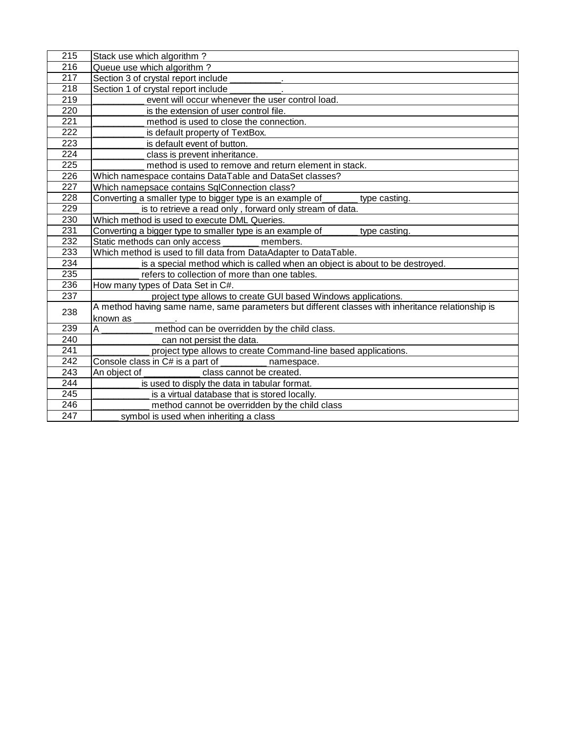| | |
|---|---|
| 215 | Stack use which algorithm ? |
| 216 | Queue use which algorithm ? |
| 217 | Section 3 of crystal report include __________. |
| 218 | Section 1 of crystal report include __________. |
| 219 | __________ event will occur whenever the user control load. |
| 220 | __________ is the extension of user control file. |
| 221 | __________ method is used to close the connection. |
| 222 | __________ is default property of TextBox. |
| 223 | __________ is default event of button. |
| 224 | __________ class is prevent inheritance. |
| 225 | __________ method is used to remove and return element in stack. |
| 226 | Which namespace contains DataTable and DataSet classes? |
| 227 | Which namepsace contains SqlConnection class? |
| 228 | Converting a smaller type to bigger type is an example of_______ type casting. |
| 229 | _________ is to retrieve a read only , forward only stream of data. |
| 230 | Which method is used to execute DML Queries. |
| 231 | Converting a bigger type to smaller type is an example of_______ type casting. |
| 232 | Static methods can only access _______ members. |
| 233 | Which method is used to fill data from DataAdapter to DataTable. |
| 234 | _________ is a special method which is called when an object is about to be destroyed. |
| 235 | _________ refers to collection of more than one tables. |
| 236 | How many types of Data Set in C#. |
| 237 | ___________ project type allows to create GUI based Windows applications. |
| 238 | A method having same name, same parameters but different classes with inheritance relationship is known as ________. |
| 239 | A __________ method can be overridden by the child class. |
| 240 | _____________ can not persist the data. |
| 241 | ___________ project type allows to create Command-line based applications. |
| 242 | Console class in C# is a part of _________ namespace. |
| 243 | An object of ___________ class cannot be created. |
| 244 | _________ is used to disply the data in tabular format. |
| 245 | ___________ is a virtual database that is stored locally. |
| 246 | ___________ method cannot be overridden by the child class |
| 247 | _____ symbol is used when inheriting a class |